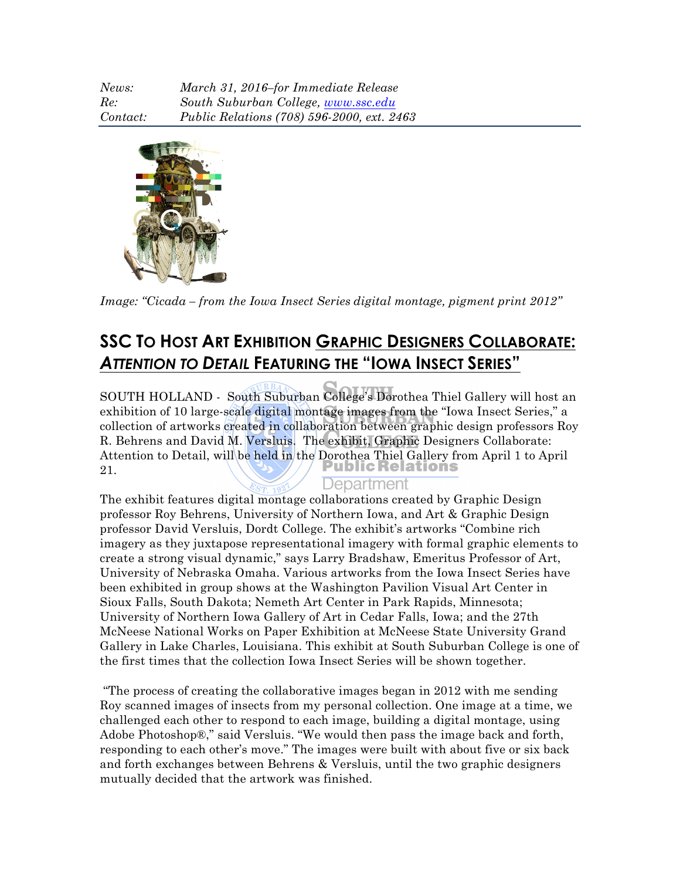*News:* *March 31, 2016–for Immediate Release*
*Re:* *South Suburban College, www.ssc.edu*
*Contact:* *Public Relations (708) 596-2000, ext. 2463*

*Image: "Cicada – from the Iowa Insect Series digital montage, pigment print 2012"*

## SSC TO HOST ART EXHIBITION GRAPHIC DESIGNERS COLLABORATE: *ATTENTION TO DETAIL* FEATURING THE "IOWA INSECT SERIES"

SOUTH HOLLAND - South Suburban College's Dorothea Thiel Gallery will host an exhibition of 10 large-scale digital montage images from the "Iowa Insect Series," a collection of artworks created in collaboration between graphic design professors Roy R. Behrens and David M. Versluis. The exhibit, Graphic Designers Collaborate: Attention to Detail, will be held in the Dorothea Thiel Gallery from April 1 to April 21.

The exhibit features digital montage collaborations created by Graphic Design professor Roy Behrens, University of Northern Iowa, and Art & Graphic Design professor David Versluis, Dordt College. The exhibit's artworks "Combine rich imagery as they juxtapose representational imagery with formal graphic elements to create a strong visual dynamic," says Larry Bradshaw, Emeritus Professor of Art, University of Nebraska Omaha. Various artworks from the Iowa Insect Series have been exhibited in group shows at the Washington Pavilion Visual Art Center in Sioux Falls, South Dakota; Nemeth Art Center in Park Rapids, Minnesota; University of Northern Iowa Gallery of Art in Cedar Falls, Iowa; and the 27th McNeese National Works on Paper Exhibition at McNeese State University Grand Gallery in Lake Charles, Louisiana. This exhibit at South Suburban College is one of the first times that the collection Iowa Insect Series will be shown together.

"The process of creating the collaborative images began in 2012 with me sending Roy scanned images of insects from my personal collection. One image at a time, we challenged each other to respond to each image, building a digital montage, using Adobe Photoshop®," said Versluis. "We would then pass the image back and forth, responding to each other's move." The images were built with about five or six back and forth exchanges between Behrens & Versluis, until the two graphic designers mutually decided that the artwork was finished.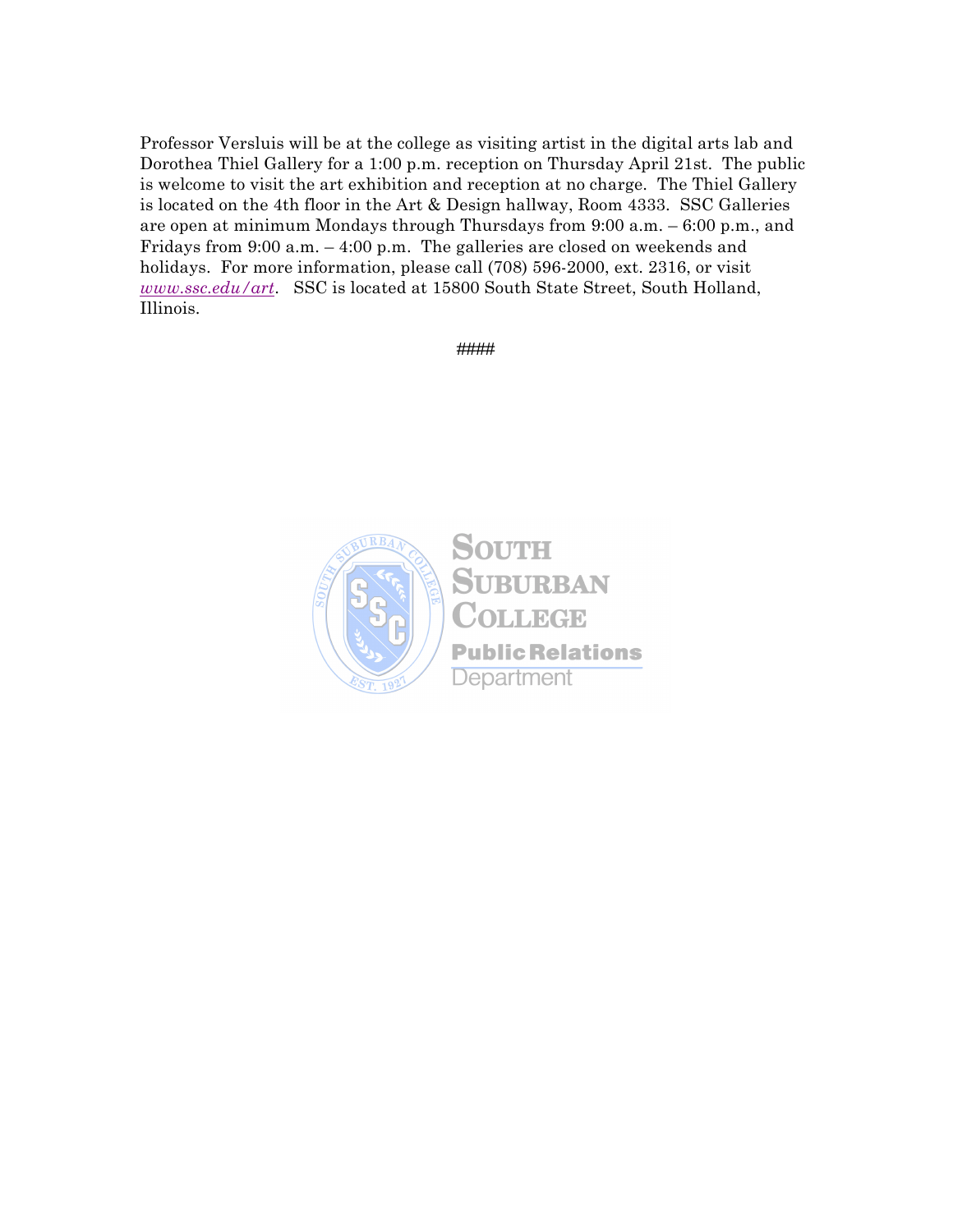Professor Versluis will be at the college as visiting artist in the digital arts lab and Dorothea Thiel Gallery for a 1:00 p.m. reception on Thursday April 21st. The public is welcome to visit the art exhibition and reception at no charge. The Thiel Gallery is located on the 4th floor in the Art & Design hallway, Room 4333. SSC Galleries are open at minimum Mondays through Thursdays from 9:00 a.m. – 6:00 p.m., and Fridays from 9:00 a.m. – 4:00 p.m. The galleries are closed on weekends and holidays. For more information, please call (708) 596-2000, ext. 2316, or visit *www.ssc.edu/art*. SSC is located at 15800 South State Street, South Holland, Illinois.

####

South Suburban College
Public Relations Department